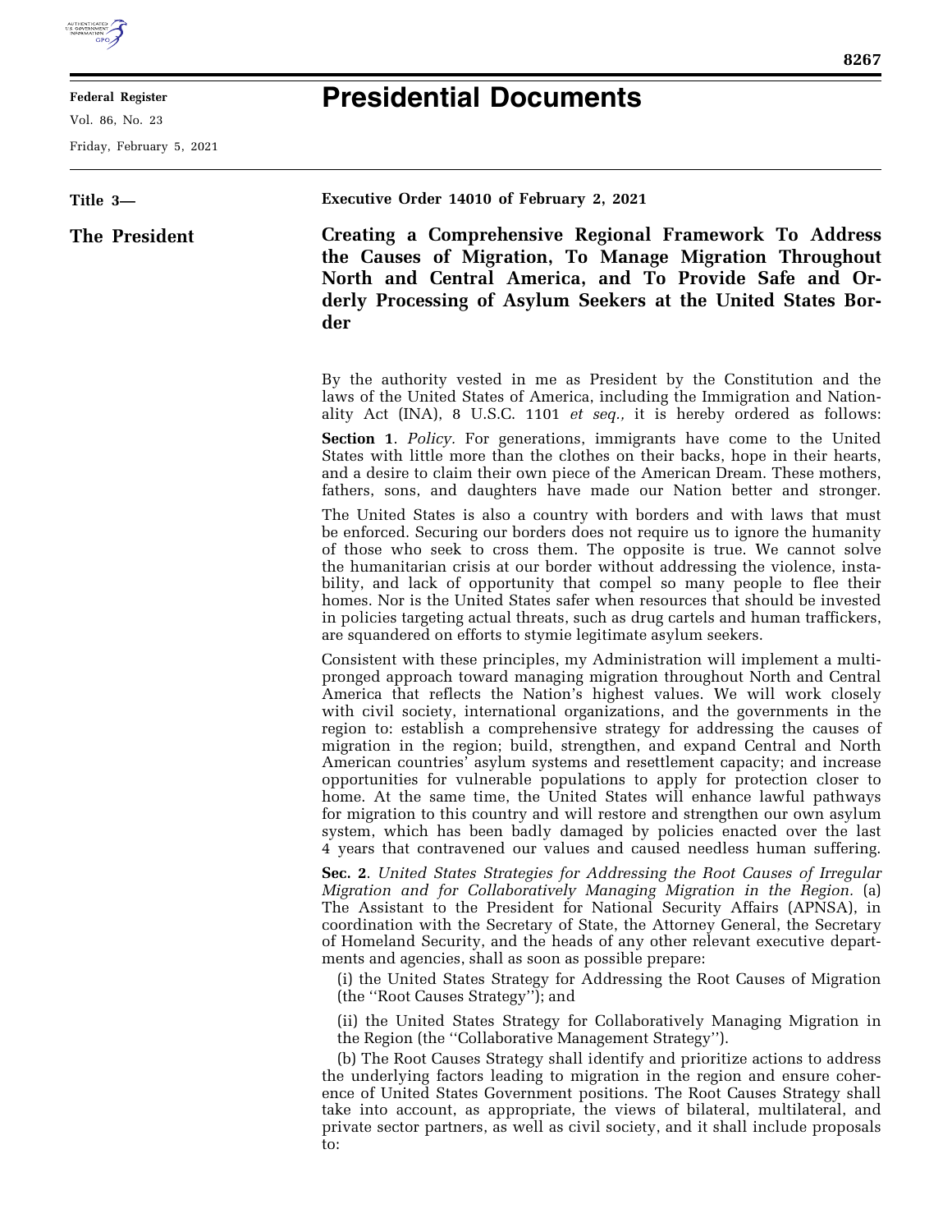# Presidential Documents

**Title 3—**

**The President**

**Executive Order 14010 of February 2, 2021**

## Creating a Comprehensive Regional Framework To Address the Causes of Migration, To Manage Migration Throughout North and Central America, and To Provide Safe and Orderly Processing of Asylum Seekers at the United States Border

By the authority vested in me as President by the Constitution and the laws of the United States of America, including the Immigration and Nationality Act (INA), 8 U.S.C. 1101 *et seq.,* it is hereby ordered as follows:

**Section 1**. *Policy.* For generations, immigrants have come to the United States with little more than the clothes on their backs, hope in their hearts, and a desire to claim their own piece of the American Dream. These mothers, fathers, sons, and daughters have made our Nation better and stronger.

The United States is also a country with borders and with laws that must be enforced. Securing our borders does not require us to ignore the humanity of those who seek to cross them. The opposite is true. We cannot solve the humanitarian crisis at our border without addressing the violence, instability, and lack of opportunity that compel so many people to flee their homes. Nor is the United States safer when resources that should be invested in policies targeting actual threats, such as drug cartels and human traffickers, are squandered on efforts to stymie legitimate asylum seekers.

Consistent with these principles, my Administration will implement a multipronged approach toward managing migration throughout North and Central America that reflects the Nation's highest values. We will work closely with civil society, international organizations, and the governments in the region to: establish a comprehensive strategy for addressing the causes of migration in the region; build, strengthen, and expand Central and North American countries' asylum systems and resettlement capacity; and increase opportunities for vulnerable populations to apply for protection closer to home. At the same time, the United States will enhance lawful pathways for migration to this country and will restore and strengthen our own asylum system, which has been badly damaged by policies enacted over the last 4 years that contravened our values and caused needless human suffering.

**Sec. 2**. *United States Strategies for Addressing the Root Causes of Irregular Migration and for Collaboratively Managing Migration in the Region.* (a) The Assistant to the President for National Security Affairs (APNSA), in coordination with the Secretary of State, the Attorney General, the Secretary of Homeland Security, and the heads of any other relevant executive departments and agencies, shall as soon as possible prepare:

(i) the United States Strategy for Addressing the Root Causes of Migration (the ''Root Causes Strategy''); and

(ii) the United States Strategy for Collaboratively Managing Migration in the Region (the ''Collaborative Management Strategy'').

(b) The Root Causes Strategy shall identify and prioritize actions to address the underlying factors leading to migration in the region and ensure coherence of United States Government positions. The Root Causes Strategy shall take into account, as appropriate, the views of bilateral, multilateral, and private sector partners, as well as civil society, and it shall include proposals to: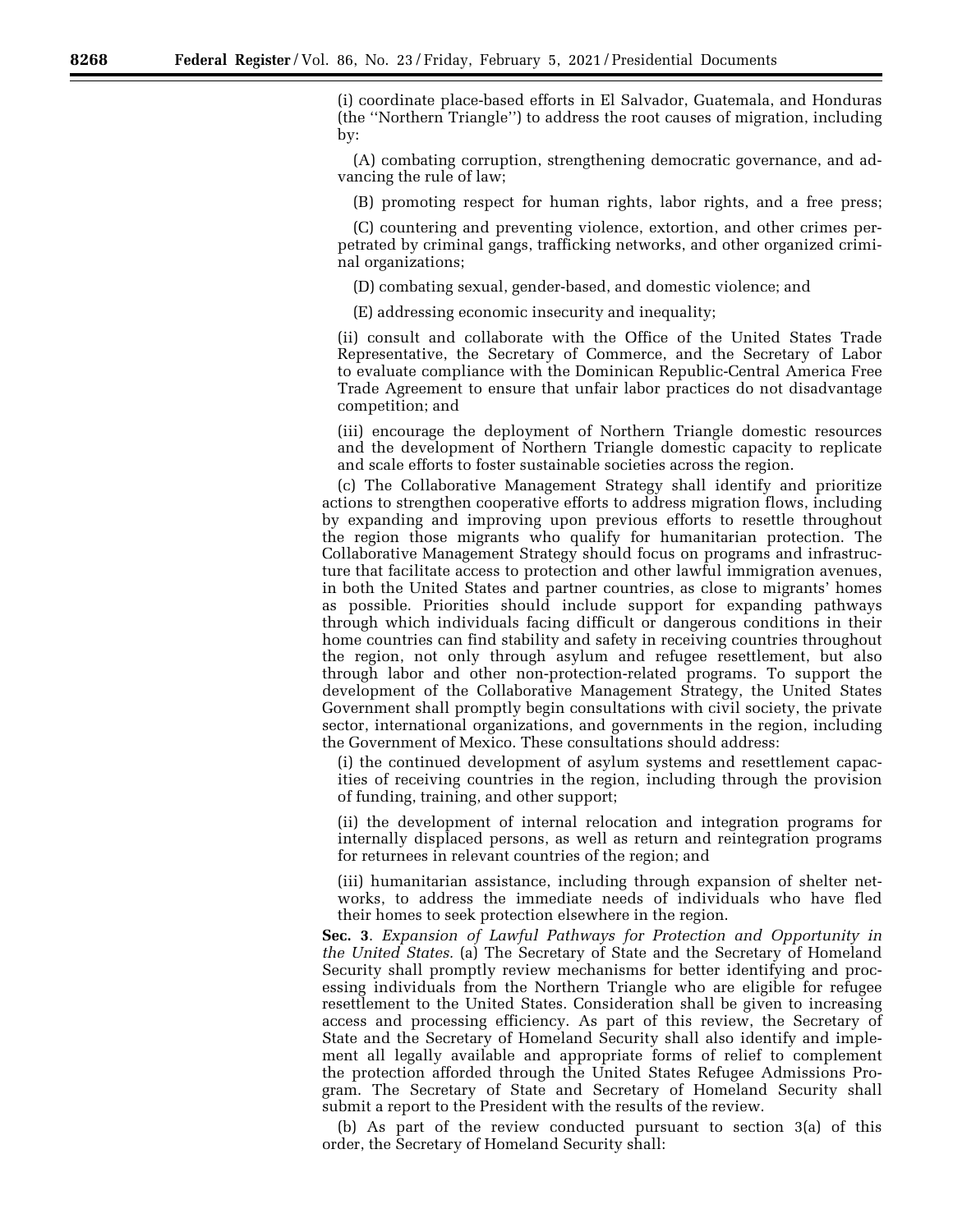(i) coordinate place-based efforts in El Salvador, Guatemala, and Honduras (the "Northern Triangle") to address the root causes of migration, including by:

(A) combating corruption, strengthening democratic governance, and advancing the rule of law;

(B) promoting respect for human rights, labor rights, and a free press;

(C) countering and preventing violence, extortion, and other crimes perpetrated by criminal gangs, trafficking networks, and other organized criminal organizations;

(D) combating sexual, gender-based, and domestic violence; and

(E) addressing economic insecurity and inequality;

(ii) consult and collaborate with the Office of the United States Trade Representative, the Secretary of Commerce, and the Secretary of Labor to evaluate compliance with the Dominican Republic-Central America Free Trade Agreement to ensure that unfair labor practices do not disadvantage competition; and

(iii) encourage the deployment of Northern Triangle domestic resources and the development of Northern Triangle domestic capacity to replicate and scale efforts to foster sustainable societies across the region.

(c) The Collaborative Management Strategy shall identify and prioritize actions to strengthen cooperative efforts to address migration flows, including by expanding and improving upon previous efforts to resettle throughout the region those migrants who qualify for humanitarian protection. The Collaborative Management Strategy should focus on programs and infrastructure that facilitate access to protection and other lawful immigration avenues, in both the United States and partner countries, as close to migrants' homes as possible. Priorities should include support for expanding pathways through which individuals facing difficult or dangerous conditions in their home countries can find stability and safety in receiving countries throughout the region, not only through asylum and refugee resettlement, but also through labor and other non-protection-related programs. To support the development of the Collaborative Management Strategy, the United States Government shall promptly begin consultations with civil society, the private sector, international organizations, and governments in the region, including the Government of Mexico. These consultations should address:

(i) the continued development of asylum systems and resettlement capacities of receiving countries in the region, including through the provision of funding, training, and other support;

(ii) the development of internal relocation and integration programs for internally displaced persons, as well as return and reintegration programs for returnees in relevant countries of the region; and

(iii) humanitarian assistance, including through expansion of shelter networks, to address the immediate needs of individuals who have fled their homes to seek protection elsewhere in the region.

**Sec. 3**. *Expansion of Lawful Pathways for Protection and Opportunity in the United States.* (a) The Secretary of State and the Secretary of Homeland Security shall promptly review mechanisms for better identifying and processing individuals from the Northern Triangle who are eligible for refugee resettlement to the United States. Consideration shall be given to increasing access and processing efficiency. As part of this review, the Secretary of State and the Secretary of Homeland Security shall also identify and implement all legally available and appropriate forms of relief to complement the protection afforded through the United States Refugee Admissions Program. The Secretary of State and Secretary of Homeland Security shall submit a report to the President with the results of the review.

(b) As part of the review conducted pursuant to section 3(a) of this order, the Secretary of Homeland Security shall: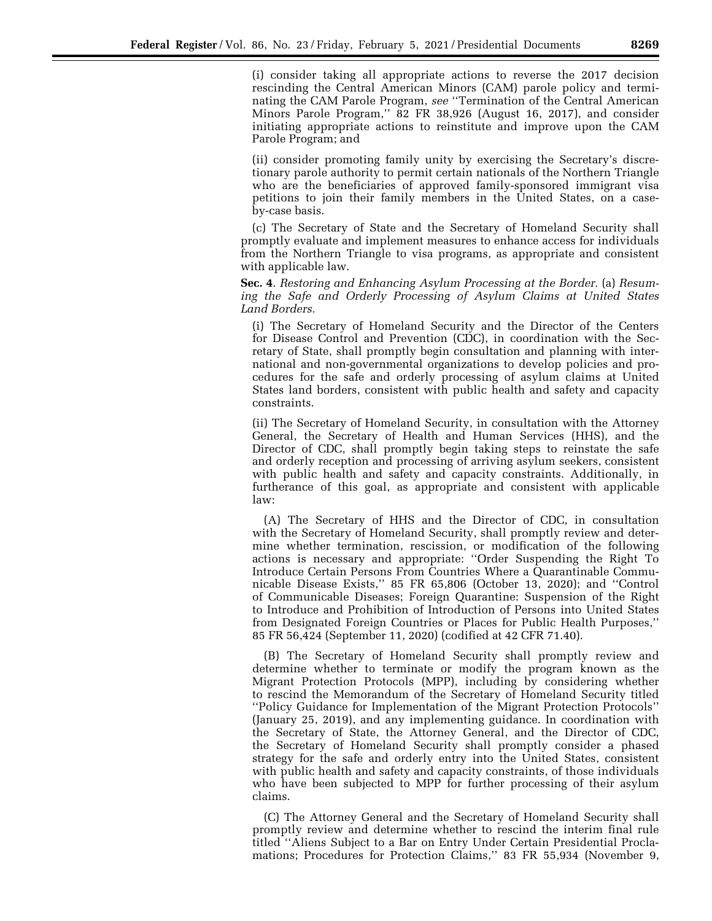(i) consider taking all appropriate actions to reverse the 2017 decision rescinding the Central American Minors (CAM) parole policy and terminating the CAM Parole Program, *see* ''Termination of the Central American Minors Parole Program,'' 82 FR 38,926 (August 16, 2017), and consider initiating appropriate actions to reinstitute and improve upon the CAM Parole Program; and

(ii) consider promoting family unity by exercising the Secretary's discretionary parole authority to permit certain nationals of the Northern Triangle who are the beneficiaries of approved family-sponsored immigrant visa petitions to join their family members in the United States, on a case-by-case basis.

(c) The Secretary of State and the Secretary of Homeland Security shall promptly evaluate and implement measures to enhance access for individuals from the Northern Triangle to visa programs, as appropriate and consistent with applicable law.

**Sec. 4**. *Restoring and Enhancing Asylum Processing at the Border.* (a) *Resuming the Safe and Orderly Processing of Asylum Claims at United States Land Borders.*

(i) The Secretary of Homeland Security and the Director of the Centers for Disease Control and Prevention (CDC), in coordination with the Secretary of State, shall promptly begin consultation and planning with international and non-governmental organizations to develop policies and procedures for the safe and orderly processing of asylum claims at United States land borders, consistent with public health and safety and capacity constraints.

(ii) The Secretary of Homeland Security, in consultation with the Attorney General, the Secretary of Health and Human Services (HHS), and the Director of CDC, shall promptly begin taking steps to reinstate the safe and orderly reception and processing of arriving asylum seekers, consistent with public health and safety and capacity constraints. Additionally, in furtherance of this goal, as appropriate and consistent with applicable law:

(A) The Secretary of HHS and the Director of CDC, in consultation with the Secretary of Homeland Security, shall promptly review and determine whether termination, rescission, or modification of the following actions is necessary and appropriate: ''Order Suspending the Right To Introduce Certain Persons From Countries Where a Quarantinable Communicable Disease Exists,'' 85 FR 65,806 (October 13, 2020); and ''Control of Communicable Diseases; Foreign Quarantine: Suspension of the Right to Introduce and Prohibition of Introduction of Persons into United States from Designated Foreign Countries or Places for Public Health Purposes,'' 85 FR 56,424 (September 11, 2020) (codified at 42 CFR 71.40).

(B) The Secretary of Homeland Security shall promptly review and determine whether to terminate or modify the program known as the Migrant Protection Protocols (MPP), including by considering whether to rescind the Memorandum of the Secretary of Homeland Security titled ''Policy Guidance for Implementation of the Migrant Protection Protocols'' (January 25, 2019), and any implementing guidance. In coordination with the Secretary of State, the Attorney General, and the Director of CDC, the Secretary of Homeland Security shall promptly consider a phased strategy for the safe and orderly entry into the United States, consistent with public health and safety and capacity constraints, of those individuals who have been subjected to MPP for further processing of their asylum claims.

(C) The Attorney General and the Secretary of Homeland Security shall promptly review and determine whether to rescind the interim final rule titled ''Aliens Subject to a Bar on Entry Under Certain Presidential Proclamations; Procedures for Protection Claims,'' 83 FR 55,934 (November 9,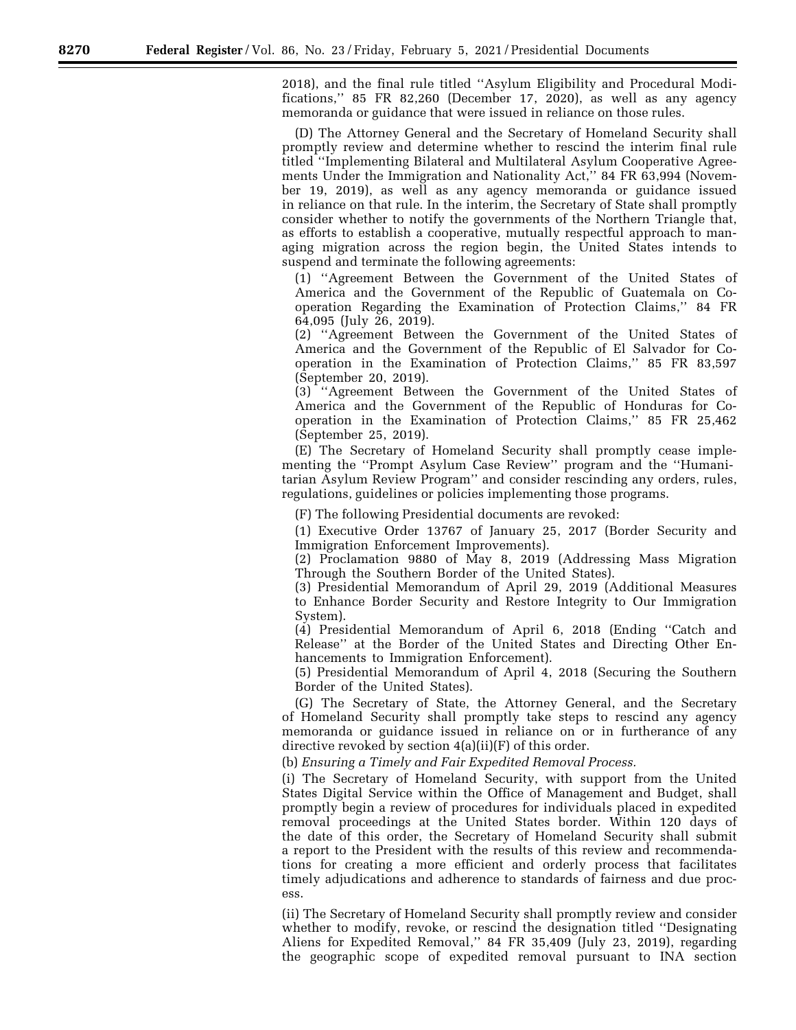2018), and the final rule titled ''Asylum Eligibility and Procedural Modifications,'' 85 FR 82,260 (December 17, 2020), as well as any agency memoranda or guidance that were issued in reliance on those rules.

(D) The Attorney General and the Secretary of Homeland Security shall promptly review and determine whether to rescind the interim final rule titled ''Implementing Bilateral and Multilateral Asylum Cooperative Agreements Under the Immigration and Nationality Act,'' 84 FR 63,994 (November 19, 2019), as well as any agency memoranda or guidance issued in reliance on that rule. In the interim, the Secretary of State shall promptly consider whether to notify the governments of the Northern Triangle that, as efforts to establish a cooperative, mutually respectful approach to managing migration across the region begin, the United States intends to suspend and terminate the following agreements:

(1) ''Agreement Between the Government of the United States of America and the Government of the Republic of Guatemala on Cooperation Regarding the Examination of Protection Claims,'' 84 FR 64,095 (July 26, 2019).

(2) ''Agreement Between the Government of the United States of America and the Government of the Republic of El Salvador for Cooperation in the Examination of Protection Claims,'' 85 FR 83,597 (September 20, 2019).

(3) ''Agreement Between the Government of the United States of America and the Government of the Republic of Honduras for Cooperation in the Examination of Protection Claims,'' 85 FR 25,462 (September 25, 2019).

(E) The Secretary of Homeland Security shall promptly cease implementing the ''Prompt Asylum Case Review'' program and the ''Humanitarian Asylum Review Program'' and consider rescinding any orders, rules, regulations, guidelines or policies implementing those programs.

(F) The following Presidential documents are revoked:

(1) Executive Order 13767 of January 25, 2017 (Border Security and Immigration Enforcement Improvements).

(2) Proclamation 9880 of May 8, 2019 (Addressing Mass Migration Through the Southern Border of the United States).

(3) Presidential Memorandum of April 29, 2019 (Additional Measures to Enhance Border Security and Restore Integrity to Our Immigration System).

(4) Presidential Memorandum of April 6, 2018 (Ending ''Catch and Release'' at the Border of the United States and Directing Other Enhancements to Immigration Enforcement).

(5) Presidential Memorandum of April 4, 2018 (Securing the Southern Border of the United States).

(G) The Secretary of State, the Attorney General, and the Secretary of Homeland Security shall promptly take steps to rescind any agency memoranda or guidance issued in reliance on or in furtherance of any directive revoked by section 4(a)(ii)(F) of this order.

(b) *Ensuring a Timely and Fair Expedited Removal Process.*

(i) The Secretary of Homeland Security, with support from the United States Digital Service within the Office of Management and Budget, shall promptly begin a review of procedures for individuals placed in expedited removal proceedings at the United States border. Within 120 days of the date of this order, the Secretary of Homeland Security shall submit a report to the President with the results of this review and recommendations for creating a more efficient and orderly process that facilitates timely adjudications and adherence to standards of fairness and due process.

(ii) The Secretary of Homeland Security shall promptly review and consider whether to modify, revoke, or rescind the designation titled ''Designating Aliens for Expedited Removal,'' 84 FR 35,409 (July 23, 2019), regarding the geographic scope of expedited removal pursuant to INA section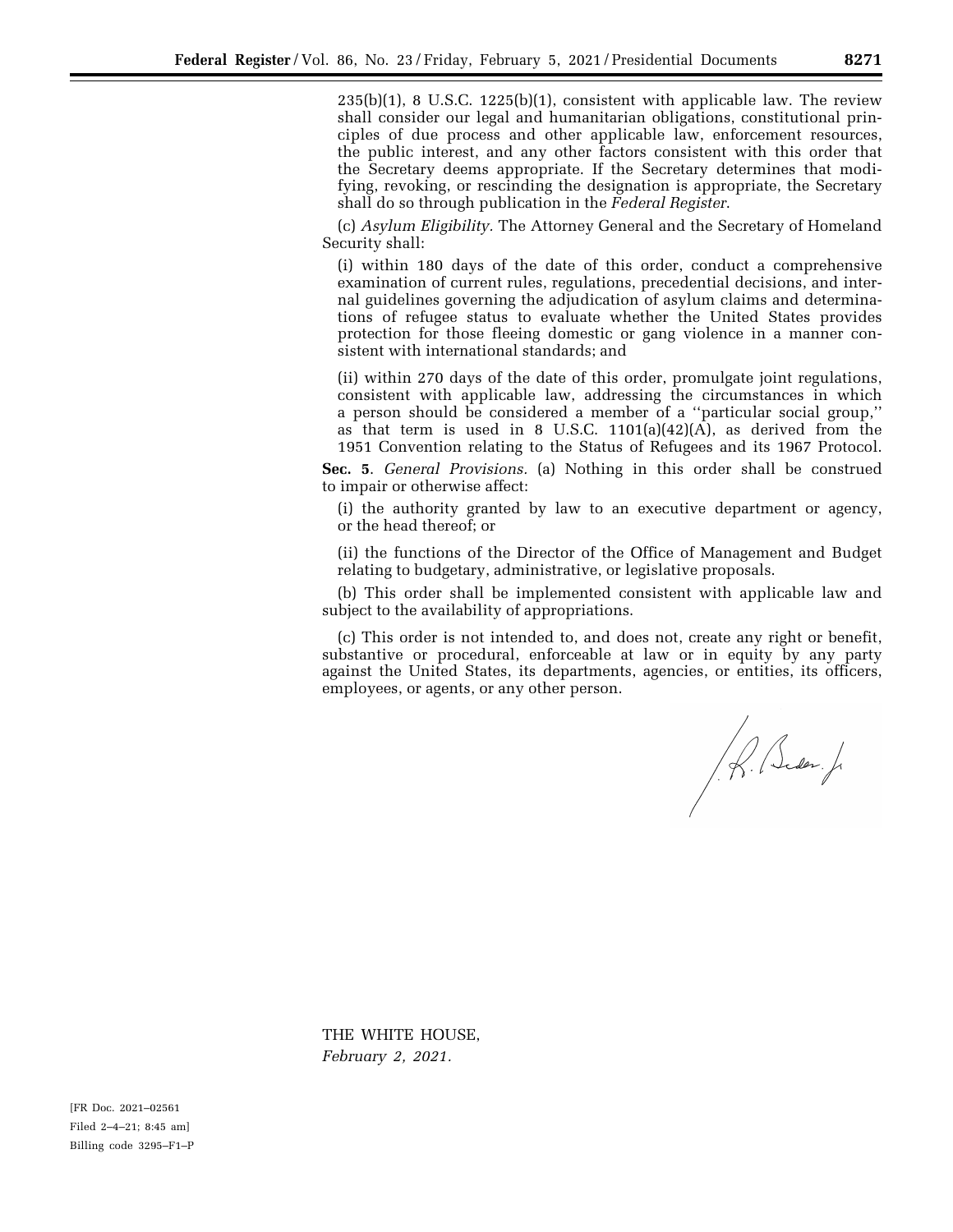235(b)(1), 8 U.S.C. 1225(b)(1), consistent with applicable law. The review shall consider our legal and humanitarian obligations, constitutional principles of due process and other applicable law, enforcement resources, the public interest, and any other factors consistent with this order that the Secretary deems appropriate. If the Secretary determines that modifying, revoking, or rescinding the designation is appropriate, the Secretary shall do so through publication in the *Federal Register*.

(c) *Asylum Eligibility.* The Attorney General and the Secretary of Homeland Security shall:

(i) within 180 days of the date of this order, conduct a comprehensive examination of current rules, regulations, precedential decisions, and internal guidelines governing the adjudication of asylum claims and determinations of refugee status to evaluate whether the United States provides protection for those fleeing domestic or gang violence in a manner consistent with international standards; and

(ii) within 270 days of the date of this order, promulgate joint regulations, consistent with applicable law, addressing the circumstances in which a person should be considered a member of a ''particular social group,'' as that term is used in 8 U.S.C. 1101(a)(42)(A), as derived from the 1951 Convention relating to the Status of Refugees and its 1967 Protocol.

**Sec. 5**. *General Provisions.* (a) Nothing in this order shall be construed to impair or otherwise affect:

(i) the authority granted by law to an executive department or agency, or the head thereof; or

(ii) the functions of the Director of the Office of Management and Budget relating to budgetary, administrative, or legislative proposals.

(b) This order shall be implemented consistent with applicable law and subject to the availability of appropriations.

(c) This order is not intended to, and does not, create any right or benefit, substantive or procedural, enforceable at law or in equity by any party against the United States, its departments, agencies, or entities, its officers, employees, or agents, or any other person.

THE WHITE HOUSE,
*February 2, 2021.*

[FR Doc. 2021–02561
Filed 2–4–21; 8:45 am]
Billing code 3295–F1–P